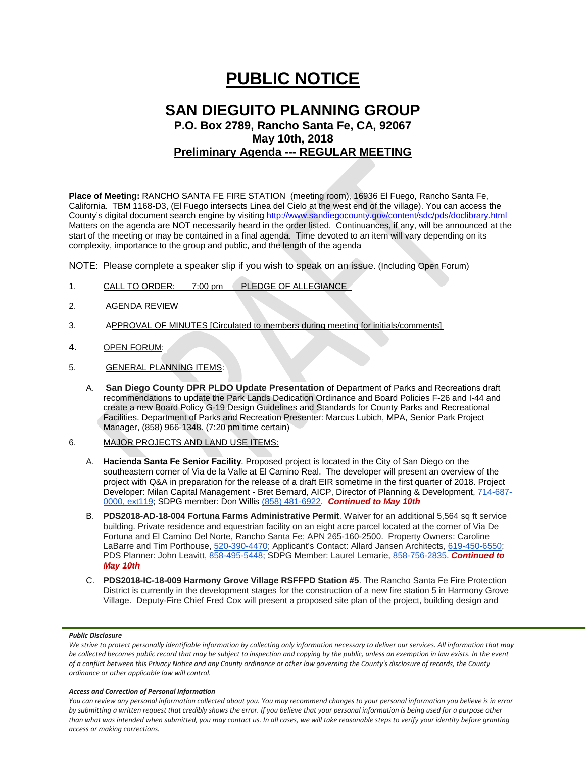# PUBLIC NOTICE

## SAN DIEGUITO PLANNING GROUP

### P.O. Box 2789, Rancho Santa Fe, CA, 92067

### May 10th, 2018

### Preliminary Agenda --- REGULAR MEETING

**Place of Meeting:** RANCHO SANTA FE FIRE STATION (meeting room), 16936 El Fuego, Rancho Santa Fe, California. TBM 1168-D3, (El Fuego intersects Linea del Cielo at the west end of the village). You can access the County's digital document search engine by visiting http://www.sandiegocounty.gov/content/sdc/pds/doclibrary.html Matters on the agenda are NOT necessarily heard in the order listed. Continuances, if any, will be announced at the start of the meeting or may be contained in a final agenda. Time devoted to an item will vary depending on its complexity, importance to the group and public, and the length of the agenda

NOTE: Please complete a speaker slip if you wish to speak on an issue. (Including Open Forum)

1. CALL TO ORDER: 7:00 pm PLEDGE OF ALLEGIANCE

2. AGENDA REVIEW

3. APPROVAL OF MINUTES [Circulated to members during meeting for initials/comments]

4. OPEN FORUM:

5. GENERAL PLANNING ITEMS:

   A. **San Diego County DPR PLDO Update Presentation** of Department of Parks and Recreations draft recommendations to update the Park Lands Dedication Ordinance and Board Policies F-26 and I-44 and create a new Board Policy G-19 Design Guidelines and Standards for County Parks and Recreational Facilities. Department of Parks and Recreation Presenter: Marcus Lubich, MPA, Senior Park Project Manager, (858) 966-1348. (7:20 pm time certain)

6. MAJOR PROJECTS AND LAND USE ITEMS:

   A. **Hacienda Santa Fe Senior Facility**. Proposed project is located in the City of San Diego on the southeastern corner of Via de la Valle at El Camino Real. The developer will present an overview of the project with Q&A in preparation for the release of a draft EIR sometime in the first quarter of 2018. Project Developer: Milan Capital Management - Bret Bernard, AICP, Director of Planning & Development, 714-687-0000, ext119; SDPG member: Don Willis (858) 481-6922. ***Continued to May 10th***

   B. **PDS2018-AD-18-004 Fortuna Farms Administrative Permit**. Waiver for an additional 5,564 sq ft service building. Private residence and equestrian facility on an eight acre parcel located at the corner of Via De Fortuna and El Camino Del Norte, Rancho Santa Fe; APN 265-160-2500. Property Owners: Caroline LaBarre and Tim Porthouse, 520-390-4470; Applicant's Contact: Allard Jansen Architects, 619-450-6550; PDS Planner: John Leavitt, 858-495-5448; SDPG Member: Laurel Lemarie, 858-756-2835. ***Continued to May 10th***

   C. **PDS2018-IC-18-009 Harmony Grove Village RSFFPD Station #5**. The Rancho Santa Fe Fire Protection District is currently in the development stages for the construction of a new fire station 5 in Harmony Grove Village. Deputy-Fire Chief Fred Cox will present a proposed site plan of the project, building design and

***Public Disclosure***

*We strive to protect personally identifiable information by collecting only information necessary to deliver our services. All information that may be collected becomes public record that may be subject to inspection and copying by the public, unless an exemption in law exists. In the event of a conflict between this Privacy Notice and any County ordinance or other law governing the County's disclosure of records, the County ordinance or other applicable law will control.*

***Access and Correction of Personal Information***

*You can review any personal information collected about you. You may recommend changes to your personal information you believe is in error by submitting a written request that credibly shows the error. If you believe that your personal information is being used for a purpose other than what was intended when submitted, you may contact us. In all cases, we will take reasonable steps to verify your identity before granting access or making corrections.*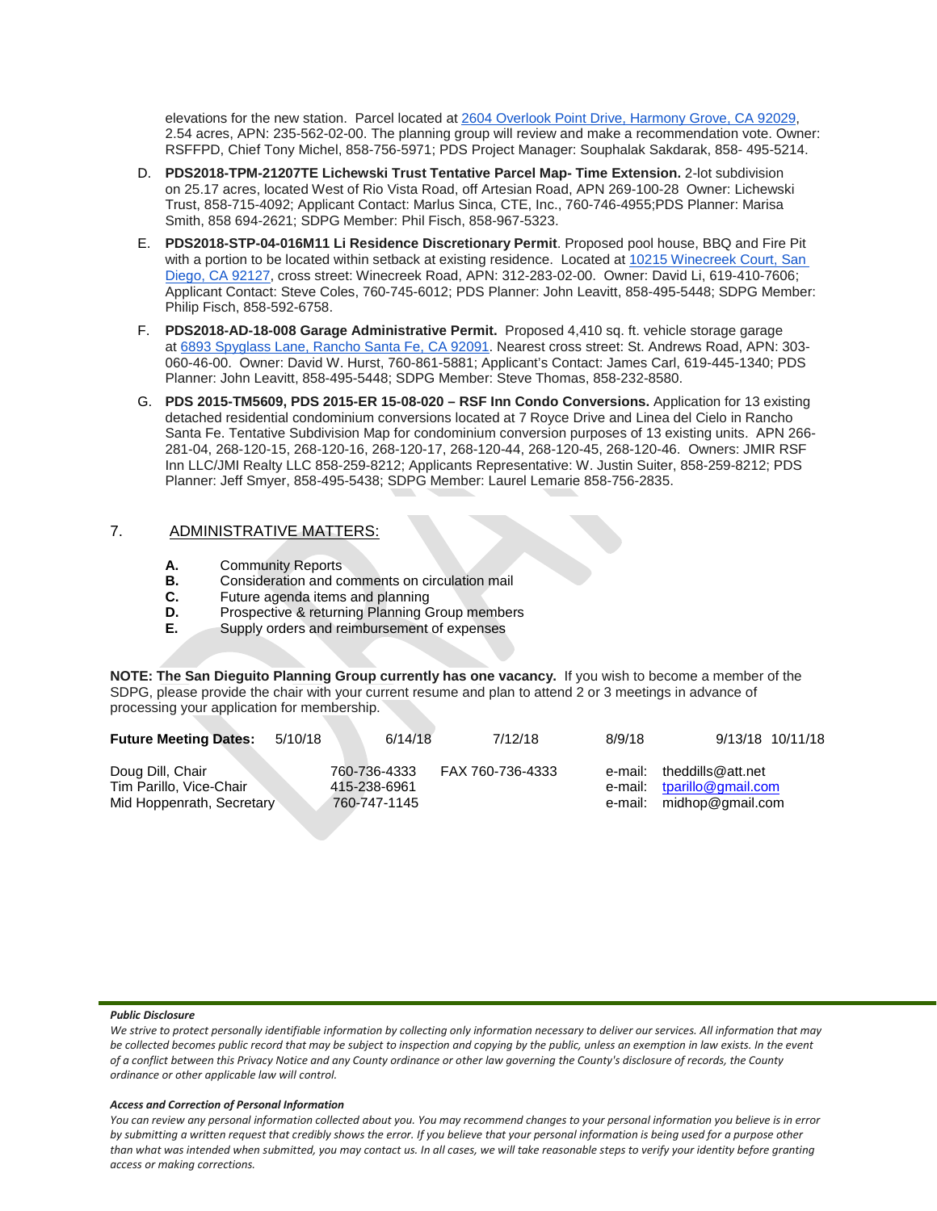elevations for the new station. Parcel located at 2604 Overlook Point Drive, Harmony Grove, CA 92029, 2.54 acres, APN: 235-562-02-00. The planning group will review and make a recommendation vote. Owner: RSFFPD, Chief Tony Michel, 858-756-5971; PDS Project Manager: Souphalak Sakdarak, 858- 495-5214.

D. **PDS2018-TPM-21207TE Lichewski Trust Tentative Parcel Map- Time Extension.** 2-lot subdivision on 25.17 acres, located West of Rio Vista Road, off Artesian Road, APN 269-100-28 Owner: Lichewski Trust, 858-715-4092; Applicant Contact: Marlus Sinca, CTE, Inc., 760-746-4955;PDS Planner: Marisa Smith, 858 694-2621; SDPG Member: Phil Fisch, 858-967-5323.

E. **PDS2018-STP-04-016M11 Li Residence Discretionary Permit**. Proposed pool house, BBQ and Fire Pit with a portion to be located within setback at existing residence. Located at 10215 Winecreek Court, San Diego, CA 92127, cross street: Winecreek Road, APN: 312-283-02-00. Owner: David Li, 619-410-7606; Applicant Contact: Steve Coles, 760-745-6012; PDS Planner: John Leavitt, 858-495-5448; SDPG Member: Philip Fisch, 858-592-6758.

F. **PDS2018-AD-18-008 Garage Administrative Permit.** Proposed 4,410 sq. ft. vehicle storage garage at 6893 Spyglass Lane, Rancho Santa Fe, CA 92091. Nearest cross street: St. Andrews Road, APN: 303-060-46-00. Owner: David W. Hurst, 760-861-5881; Applicant's Contact: James Carl, 619-445-1340; PDS Planner: John Leavitt, 858-495-5448; SDPG Member: Steve Thomas, 858-232-8580.

G. **PDS 2015-TM5609, PDS 2015-ER 15-08-020 – RSF Inn Condo Conversions.** Application for 13 existing detached residential condominium conversions located at 7 Royce Drive and Linea del Cielo in Rancho Santa Fe. Tentative Subdivision Map for condominium conversion purposes of 13 existing units. APN 266-281-04, 268-120-15, 268-120-16, 268-120-17, 268-120-44, 268-120-45, 268-120-46. Owners: JMIR RSF Inn LLC/JMI Realty LLC 858-259-8212; Applicants Representative: W. Justin Suiter, 858-259-8212; PDS Planner: Jeff Smyer, 858-495-5438; SDPG Member: Laurel Lemarie 858-756-2835.

7. ADMINISTRATIVE MATTERS:

**A.** Community Reports
**B.** Consideration and comments on circulation mail
**C.** Future agenda items and planning
**D.** Prospective & returning Planning Group members
**E.** Supply orders and reimbursement of expenses

**NOTE: The San Dieguito Planning Group currently has one vacancy.** If you wish to become a member of the SDPG, please provide the chair with your current resume and plan to attend 2 or 3 meetings in advance of processing your application for membership.

**Future Meeting Dates:** 5/10/18 6/14/18 7/12/18 8/9/18 9/13/18 10/11/18

| | | | |
|---|---|---|---|
| Doug Dill, Chair | 760-736-4333 | FAX 760-736-4333 | e-mail: theddills@att.net |
| Tim Parillo, Vice-Chair | 415-238-6961 | | e-mail: tparillo@gmail.com |
| Mid Hoppenrath, Secretary | 760-747-1145 | | e-mail: midhop@gmail.com |

***Public Disclosure***

*We strive to protect personally identifiable information by collecting only information necessary to deliver our services. All information that may be collected becomes public record that may be subject to inspection and copying by the public, unless an exemption in law exists. In the event of a conflict between this Privacy Notice and any County ordinance or other law governing the County's disclosure of records, the County ordinance or other applicable law will control.*

***Access and Correction of Personal Information***

*You can review any personal information collected about you. You may recommend changes to your personal information you believe is in error by submitting a written request that credibly shows the error. If you believe that your personal information is being used for a purpose other than what was intended when submitted, you may contact us. In all cases, we will take reasonable steps to verify your identity before granting access or making corrections.*